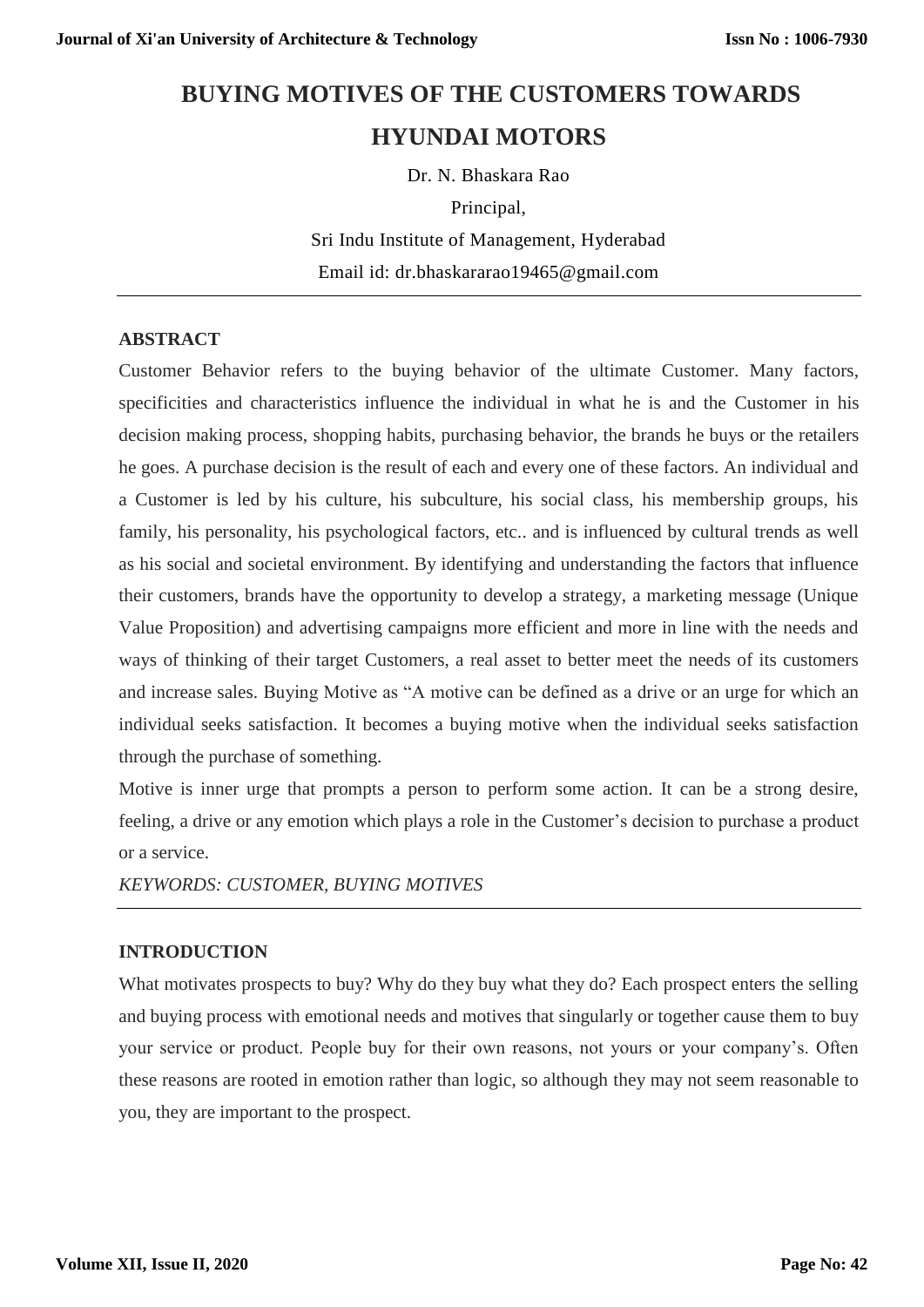# BUYING MOTIVES OF THE CUSTOMERS TOWARDS HYUNDAI MOTORS

Dr. N. Bhaskara Rao

Principal,

Sri Indu Institute of Management, Hyderabad

Email id: dr.bhaskararao19465@gmail.com

---

## ABSTRACT

Customer Behavior refers to the buying behavior of the ultimate Customer. Many factors, specificities and characteristics influence the individual in what he is and the Customer in his decision making process, shopping habits, purchasing behavior, the brands he buys or the retailers he goes. A purchase decision is the result of each and every one of these factors. An individual and a Customer is led by his culture, his subculture, his social class, his membership groups, his family, his personality, his psychological factors, etc.. and is influenced by cultural trends as well as his social and societal environment. By identifying and understanding the factors that influence their customers, brands have the opportunity to develop a strategy, a marketing message (Unique Value Proposition) and advertising campaigns more efficient and more in line with the needs and ways of thinking of their target Customers, a real asset to better meet the needs of its customers and increase sales. Buying Motive as "A motive can be defined as a drive or an urge for which an individual seeks satisfaction. It becomes a buying motive when the individual seeks satisfaction through the purchase of something.

Motive is inner urge that prompts a person to perform some action. It can be a strong desire, feeling, a drive or any emotion which plays a role in the Customer's decision to purchase a product or a service.

*KEYWORDS: CUSTOMER, BUYING MOTIVES*

---

## INTRODUCTION

What motivates prospects to buy? Why do they buy what they do? Each prospect enters the selling and buying process with emotional needs and motives that singularly or together cause them to buy your service or product. People buy for their own reasons, not yours or your company's. Often these reasons are rooted in emotion rather than logic, so although they may not seem reasonable to you, they are important to the prospect.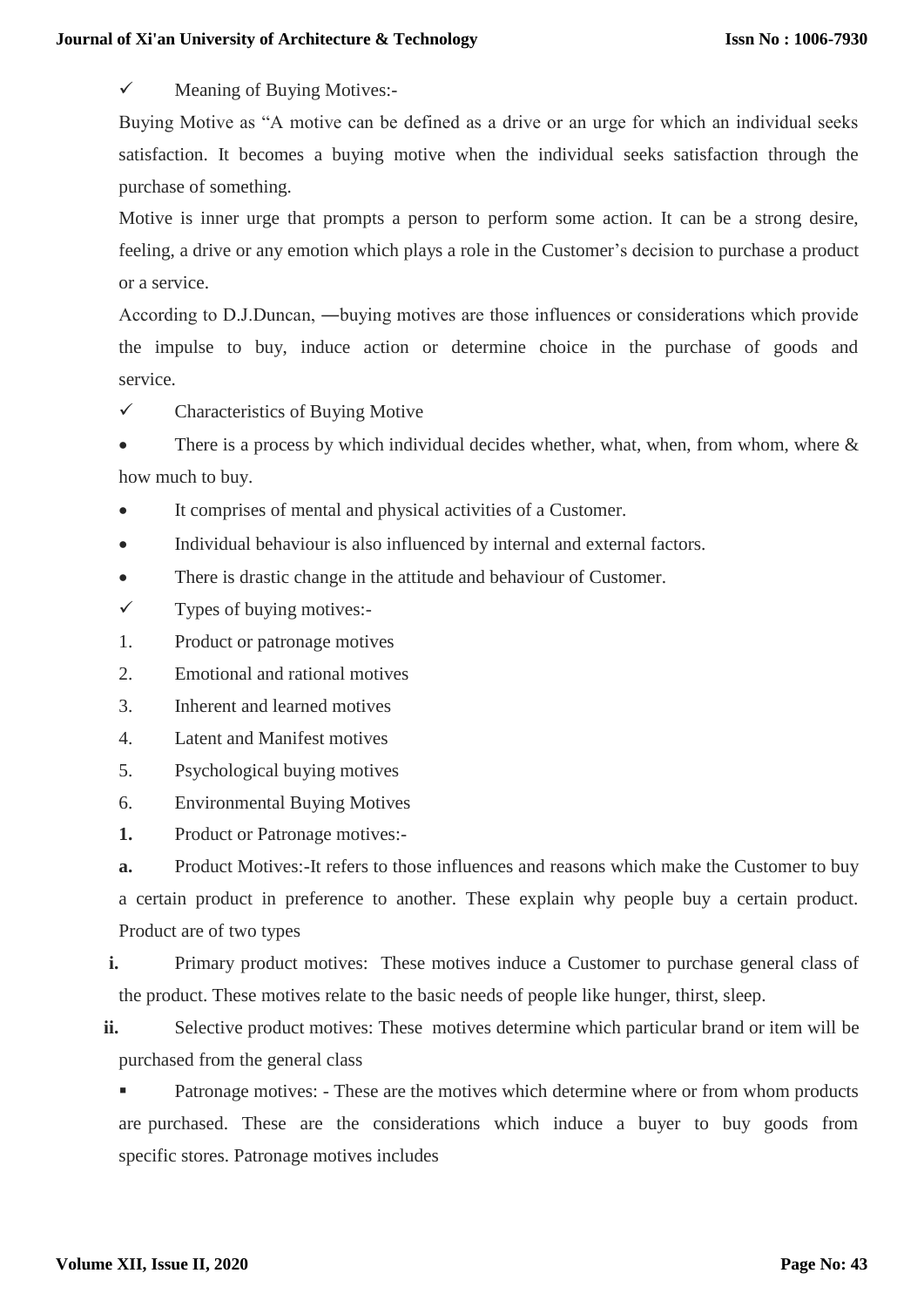✓ Meaning of Buying Motives:-

Buying Motive as "A motive can be defined as a drive or an urge for which an individual seeks satisfaction. It becomes a buying motive when the individual seeks satisfaction through the purchase of something.

Motive is inner urge that prompts a person to perform some action. It can be a strong desire, feeling, a drive or any emotion which plays a role in the Customer's decision to purchase a product or a service.

According to D.J.Duncan, ―buying motives are those influences or considerations which provide the impulse to buy, induce action or determine choice in the purchase of goods and service.

✓ Characteristics of Buying Motive

- There is a process by which individual decides whether, what, when, from whom, where & how much to buy.
- It comprises of mental and physical activities of a Customer.
- Individual behaviour is also influenced by internal and external factors.
- There is drastic change in the attitude and behaviour of Customer.

✓ Types of buying motives:-

1. Product or patronage motives
2. Emotional and rational motives
3. Inherent and learned motives
4. Latent and Manifest motives
5. Psychological buying motives
6. Environmental Buying Motives

**1.** Product or Patronage motives:-

**a.** Product Motives:-It refers to those influences and reasons which make the Customer to buy a certain product in preference to another. These explain why people buy a certain product. Product are of two types

**i.** Primary product motives: These motives induce a Customer to purchase general class of the product. These motives relate to the basic needs of people like hunger, thirst, sleep.

**ii.** Selective product motives: These motives determine which particular brand or item will be purchased from the general class

- Patronage motives: - These are the motives which determine where or from whom products are purchased. These are the considerations which induce a buyer to buy goods from specific stores. Patronage motives includes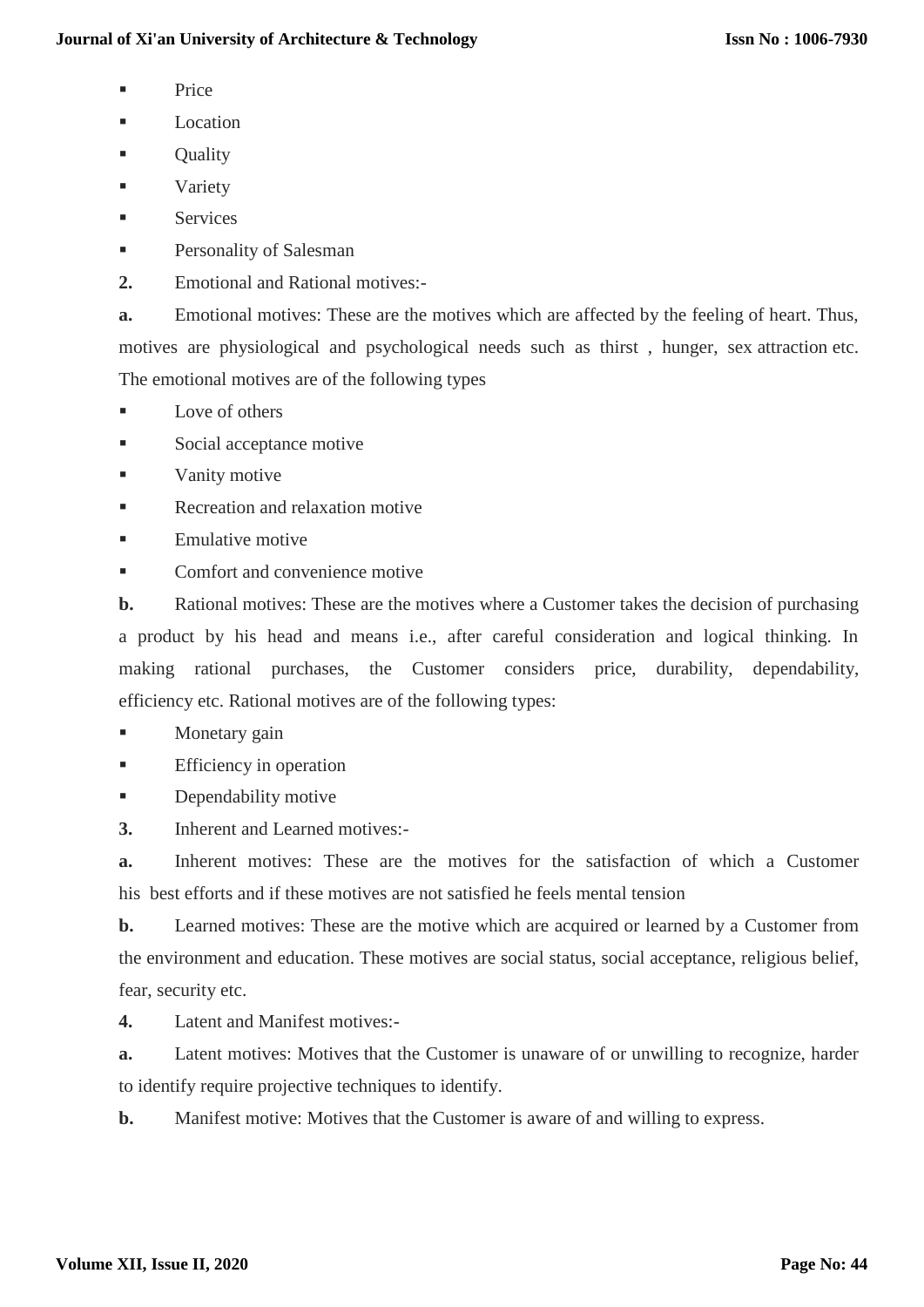- Price
- Location
- Quality
- Variety
- Services
- Personality of Salesman

**2.** Emotional and Rational motives:-

**a.** Emotional motives: These are the motives which are affected by the feeling of heart. Thus, motives are physiological and psychological needs such as thirst , hunger, sex attraction etc. The emotional motives are of the following types

- Love of others
- Social acceptance motive
- Vanity motive
- Recreation and relaxation motive
- Emulative motive
- Comfort and convenience motive

**b.** Rational motives: These are the motives where a Customer takes the decision of purchasing a product by his head and means i.e., after careful consideration and logical thinking. In making rational purchases, the Customer considers price, durability, dependability, efficiency etc. Rational motives are of the following types:

- Monetary gain
- Efficiency in operation
- Dependability motive

**3.** Inherent and Learned motives:-

**a.** Inherent motives: These are the motives for the satisfaction of which a Customer his best efforts and if these motives are not satisfied he feels mental tension

**b.** Learned motives: These are the motive which are acquired or learned by a Customer from the environment and education. These motives are social status, social acceptance, religious belief, fear, security etc.

**4.** Latent and Manifest motives:-

**a.** Latent motives: Motives that the Customer is unaware of or unwilling to recognize, harder to identify require projective techniques to identify.

**b.** Manifest motive: Motives that the Customer is aware of and willing to express.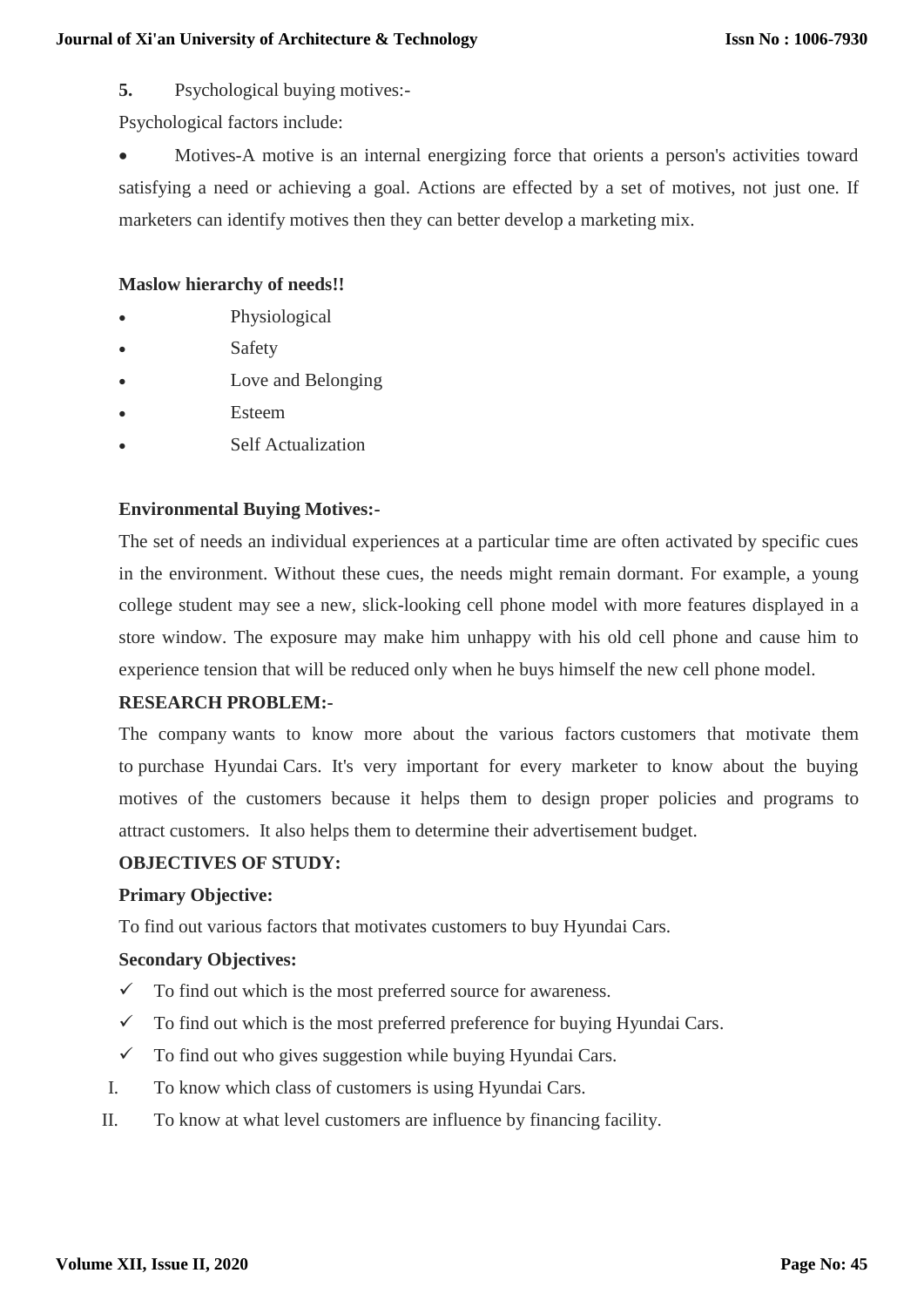**5.** Psychological buying motives:-

Psychological factors include:

- Motives-A motive is an internal energizing force that orients a person's activities toward satisfying a need or achieving a goal. Actions are effected by a set of motives, not just one. If marketers can identify motives then they can better develop a marketing mix.

**Maslow hierarchy of needs!!**

- Physiological
- Safety
- Love and Belonging
- Esteem
- Self Actualization

**Environmental Buying Motives:-**

The set of needs an individual experiences at a particular time are often activated by specific cues in the environment. Without these cues, the needs might remain dormant. For example, a young college student may see a new, slick-looking cell phone model with more features displayed in a store window. The exposure may make him unhappy with his old cell phone and cause him to experience tension that will be reduced only when he buys himself the new cell phone model.

**RESEARCH PROBLEM:-**

The company wants to know more about the various factors customers that motivate them to purchase Hyundai Cars. It's very important for every marketer to know about the buying motives of the customers because it helps them to design proper policies and programs to attract customers. It also helps them to determine their advertisement budget.

**OBJECTIVES OF STUDY:**

**Primary Objective:**

To find out various factors that motivates customers to buy Hyundai Cars.

**Secondary Objectives:**

- ✓ To find out which is the most preferred source for awareness.
- ✓ To find out which is the most preferred preference for buying Hyundai Cars.
- ✓ To find out who gives suggestion while buying Hyundai Cars.

I. To know which class of customers is using Hyundai Cars.

II. To know at what level customers are influence by financing facility.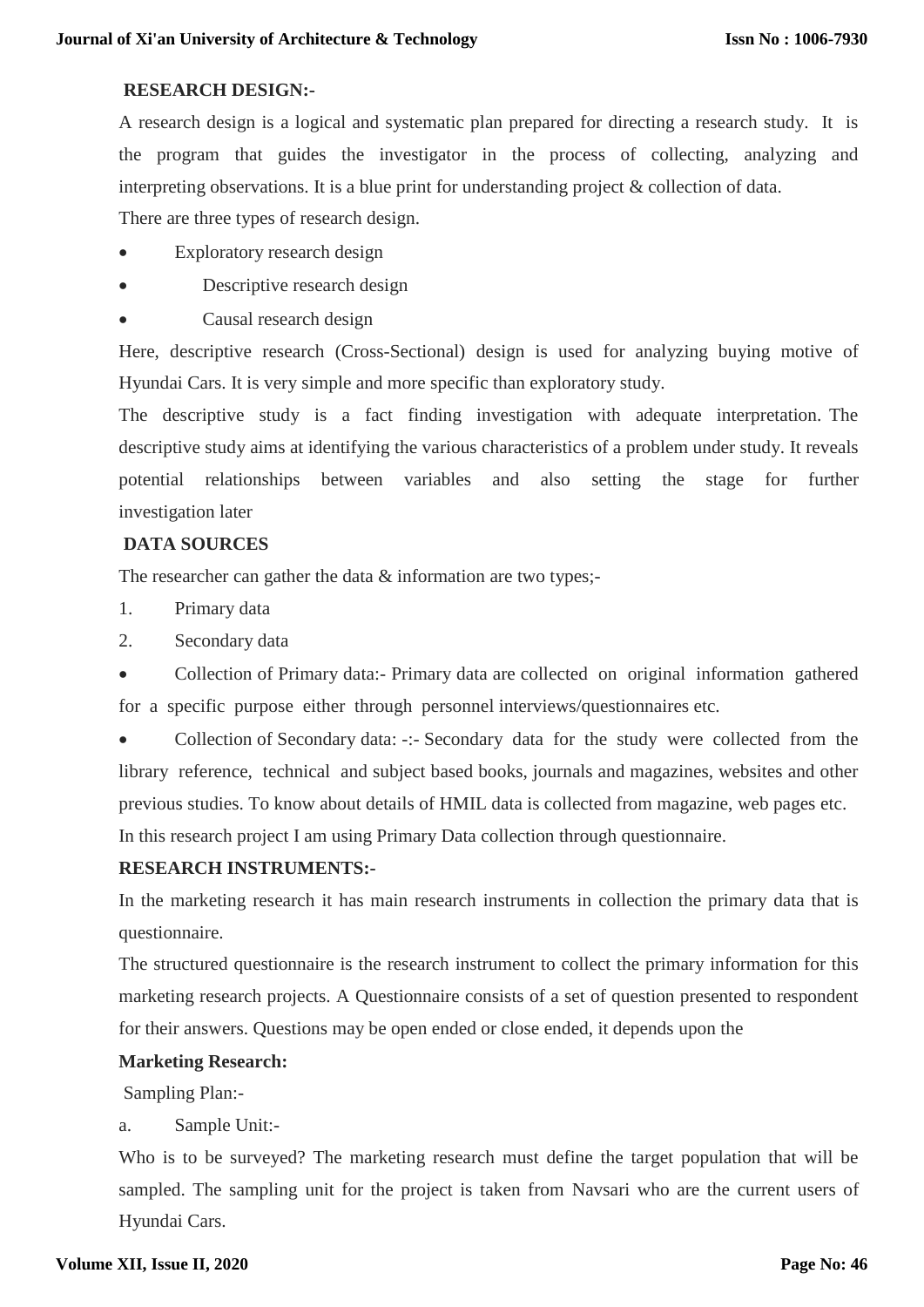**RESEARCH DESIGN:-**

A research design is a logical and systematic plan prepared for directing a research study. It is the program that guides the investigator in the process of collecting, analyzing and interpreting observations. It is a blue print for understanding project & collection of data.

There are three types of research design.

- Exploratory research design
- Descriptive research design
- Causal research design

Here, descriptive research (Cross-Sectional) design is used for analyzing buying motive of Hyundai Cars. It is very simple and more specific than exploratory study.

The descriptive study is a fact finding investigation with adequate interpretation. The descriptive study aims at identifying the various characteristics of a problem under study. It reveals potential relationships between variables and also setting the stage for further investigation later

**DATA SOURCES**

The researcher can gather the data & information are two types;-

1. Primary data
2. Secondary data

- Collection of Primary data:- Primary data are collected on original information gathered for a specific purpose either through personnel interviews/questionnaires etc.
- Collection of Secondary data: -:- Secondary data for the study were collected from the library reference, technical and subject based books, journals and magazines, websites and other previous studies. To know about details of HMIL data is collected from magazine, web pages etc.

In this research project I am using Primary Data collection through questionnaire.

**RESEARCH INSTRUMENTS:-**

In the marketing research it has main research instruments in collection the primary data that is questionnaire.

The structured questionnaire is the research instrument to collect the primary information for this marketing research projects. A Questionnaire consists of a set of question presented to respondent for their answers. Questions may be open ended or close ended, it depends upon the

**Marketing Research:**

Sampling Plan:-

a. Sample Unit:-

Who is to be surveyed? The marketing research must define the target population that will be sampled. The sampling unit for the project is taken from Navsari who are the current users of Hyundai Cars.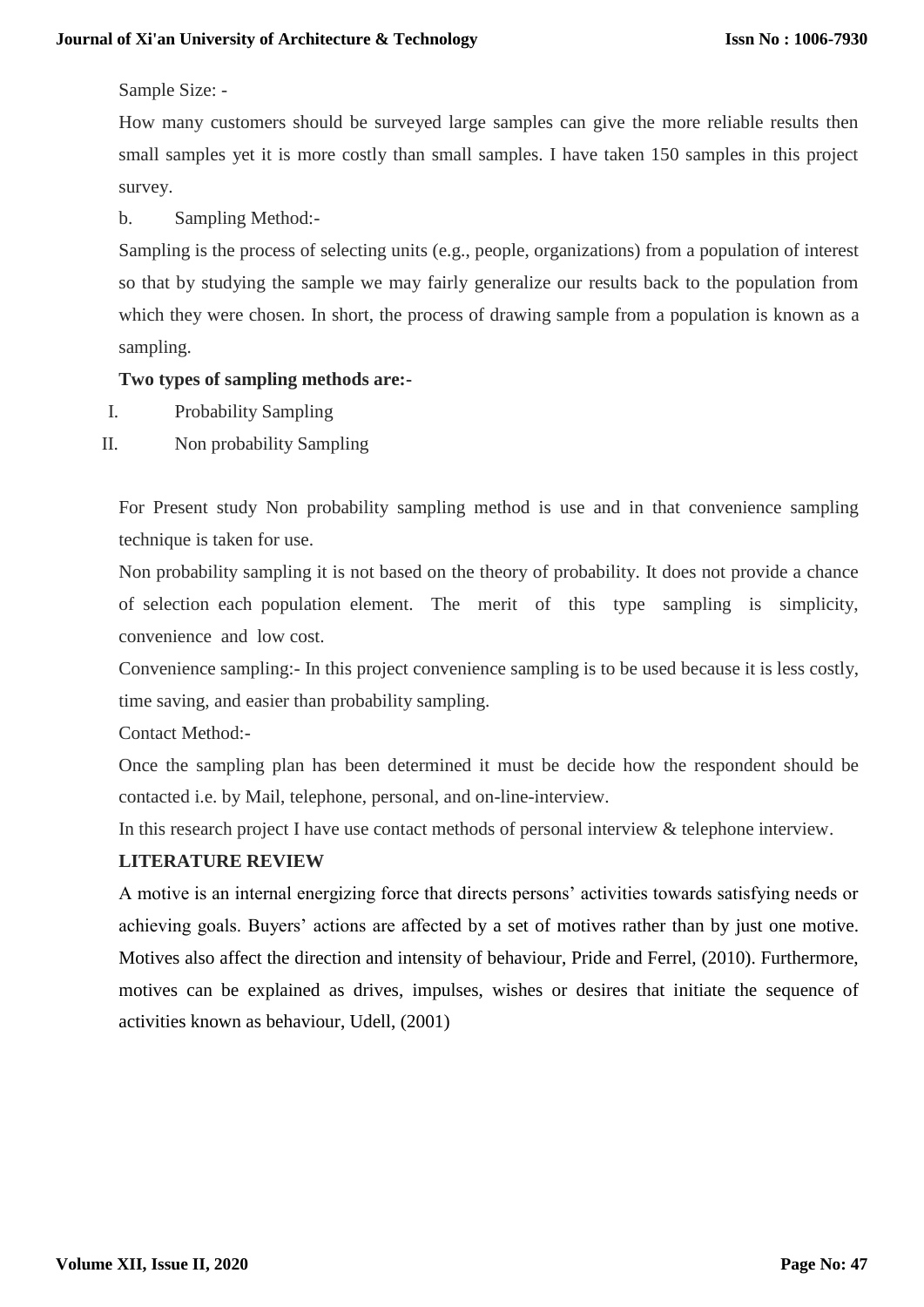Sample Size: -

How many customers should be surveyed large samples can give the more reliable results then small samples yet it is more costly than small samples. I have taken 150 samples in this project survey.

b. Sampling Method:-

Sampling is the process of selecting units (e.g., people, organizations) from a population of interest so that by studying the sample we may fairly generalize our results back to the population from which they were chosen. In short, the process of drawing sample from a population is known as a sampling.

**Two types of sampling methods are:-**

I. Probability Sampling

II. Non probability Sampling

For Present study Non probability sampling method is use and in that convenience sampling technique is taken for use.

Non probability sampling it is not based on the theory of probability. It does not provide a chance of selection each population element. The merit of this type sampling is simplicity, convenience and low cost.

Convenience sampling:- In this project convenience sampling is to be used because it is less costly, time saving, and easier than probability sampling.

Contact Method:-

Once the sampling plan has been determined it must be decide how the respondent should be contacted i.e. by Mail, telephone, personal, and on-line-interview.

In this research project I have use contact methods of personal interview & telephone interview.

## LITERATURE REVIEW

A motive is an internal energizing force that directs persons' activities towards satisfying needs or achieving goals. Buyers' actions are affected by a set of motives rather than by just one motive. Motives also affect the direction and intensity of behaviour, Pride and Ferrel, (2010). Furthermore, motives can be explained as drives, impulses, wishes or desires that initiate the sequence of activities known as behaviour, Udell, (2001)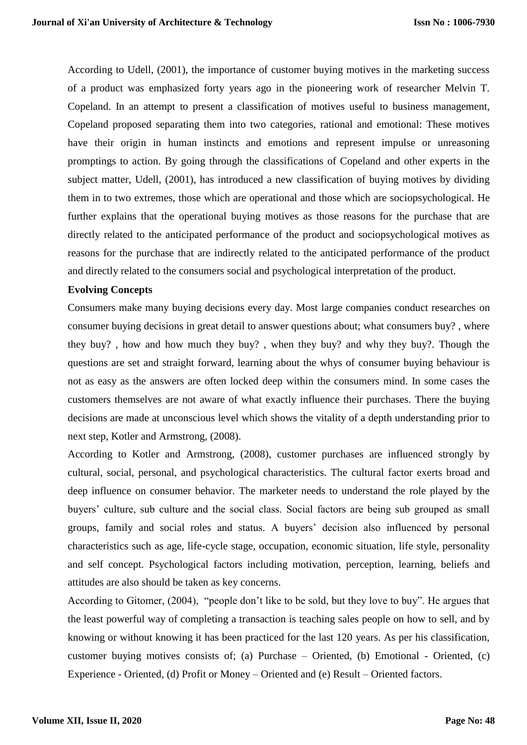According to Udell, (2001), the importance of customer buying motives in the marketing success of a product was emphasized forty years ago in the pioneering work of researcher Melvin T. Copeland. In an attempt to present a classification of motives useful to business management, Copeland proposed separating them into two categories, rational and emotional: These motives have their origin in human instincts and emotions and represent impulse or unreasoning promptings to action. By going through the classifications of Copeland and other experts in the subject matter, Udell, (2001), has introduced a new classification of buying motives by dividing them in to two extremes, those which are operational and those which are sociopsychological. He further explains that the operational buying motives as those reasons for the purchase that are directly related to the anticipated performance of the product and sociopsychological motives as reasons for the purchase that are indirectly related to the anticipated performance of the product and directly related to the consumers social and psychological interpretation of the product.

**Evolving Concepts**

Consumers make many buying decisions every day. Most large companies conduct researches on consumer buying decisions in great detail to answer questions about; what consumers buy? , where they buy? , how and how much they buy? , when they buy? and why they buy?. Though the questions are set and straight forward, learning about the whys of consumer buying behaviour is not as easy as the answers are often locked deep within the consumers mind. In some cases the customers themselves are not aware of what exactly influence their purchases. There the buying decisions are made at unconscious level which shows the vitality of a depth understanding prior to next step, Kotler and Armstrong, (2008).

According to Kotler and Armstrong, (2008), customer purchases are influenced strongly by cultural, social, personal, and psychological characteristics. The cultural factor exerts broad and deep influence on consumer behavior. The marketer needs to understand the role played by the buyers' culture, sub culture and the social class. Social factors are being sub grouped as small groups, family and social roles and status. A buyers' decision also influenced by personal characteristics such as age, life-cycle stage, occupation, economic situation, life style, personality and self concept. Psychological factors including motivation, perception, learning, beliefs and attitudes are also should be taken as key concerns.

According to Gitomer, (2004), "people don't like to be sold, but they love to buy". He argues that the least powerful way of completing a transaction is teaching sales people on how to sell, and by knowing or without knowing it has been practiced for the last 120 years. As per his classification, customer buying motives consists of; (a) Purchase – Oriented, (b) Emotional - Oriented, (c) Experience - Oriented, (d) Profit or Money – Oriented and (e) Result – Oriented factors.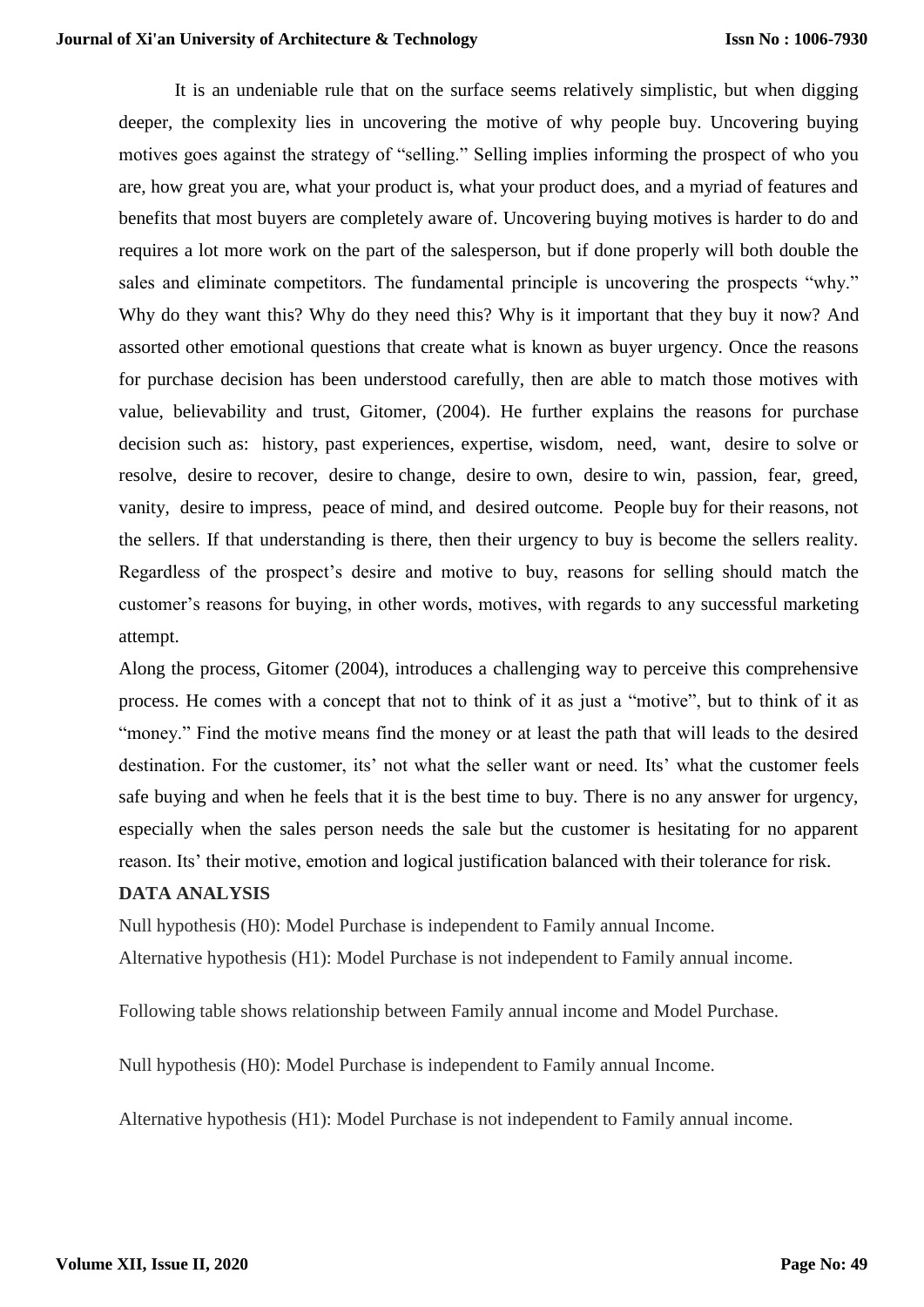It is an undeniable rule that on the surface seems relatively simplistic, but when digging deeper, the complexity lies in uncovering the motive of why people buy. Uncovering buying motives goes against the strategy of "selling." Selling implies informing the prospect of who you are, how great you are, what your product is, what your product does, and a myriad of features and benefits that most buyers are completely aware of. Uncovering buying motives is harder to do and requires a lot more work on the part of the salesperson, but if done properly will both double the sales and eliminate competitors. The fundamental principle is uncovering the prospects "why." Why do they want this? Why do they need this? Why is it important that they buy it now? And assorted other emotional questions that create what is known as buyer urgency. Once the reasons for purchase decision has been understood carefully, then are able to match those motives with value, believability and trust, Gitomer, (2004). He further explains the reasons for purchase decision such as: history, past experiences, expertise, wisdom, need, want, desire to solve or resolve, desire to recover, desire to change, desire to own, desire to win, passion, fear, greed, vanity, desire to impress, peace of mind, and desired outcome. People buy for their reasons, not the sellers. If that understanding is there, then their urgency to buy is become the sellers reality. Regardless of the prospect's desire and motive to buy, reasons for selling should match the customer's reasons for buying, in other words, motives, with regards to any successful marketing attempt.

Along the process, Gitomer (2004), introduces a challenging way to perceive this comprehensive process. He comes with a concept that not to think of it as just a "motive", but to think of it as "money." Find the motive means find the money or at least the path that will leads to the desired destination. For the customer, its' not what the seller want or need. Its' what the customer feels safe buying and when he feels that it is the best time to buy. There is no any answer for urgency, especially when the sales person needs the sale but the customer is hesitating for no apparent reason. Its' their motive, emotion and logical justification balanced with their tolerance for risk.

## DATA ANALYSIS

Null hypothesis (H0): Model Purchase is independent to Family annual Income.

Alternative hypothesis (H1): Model Purchase is not independent to Family annual income.

Following table shows relationship between Family annual income and Model Purchase.

Null hypothesis (H0): Model Purchase is independent to Family annual Income.

Alternative hypothesis (H1): Model Purchase is not independent to Family annual income.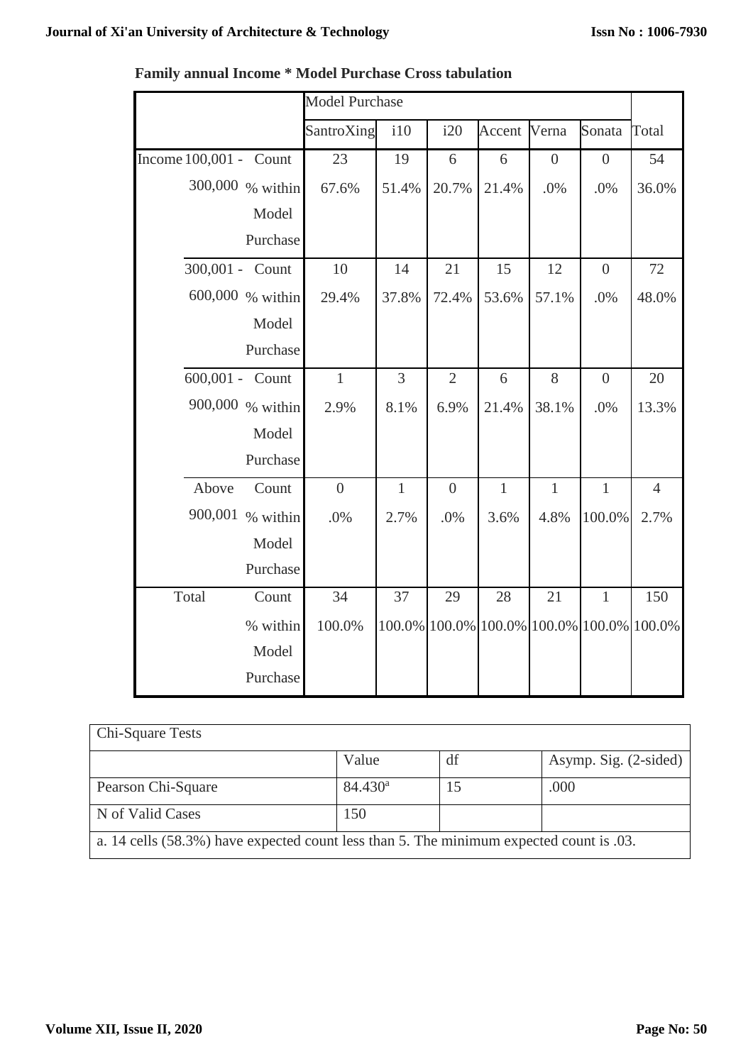**Family annual Income * Model Purchase Cross tabulation**

| | | | Model Purchase | | | | | | |
|---|---|---|---|---|---|---|---|---|---|
| | | | SantroXing | i10 | i20 | Accent | Verna | Sonata | Total |
| Income | 100,001 - 300,000 | Count | 23 | 19 | 6 | 6 | 0 | 0 | 54 |
| | | % within Model Purchase | 67.6% | 51.4% | 20.7% | 21.4% | .0% | .0% | 36.0% |
| | 300,001 - 600,000 | Count | 10 | 14 | 21 | 15 | 12 | 0 | 72 |
| | | % within Model Purchase | 29.4% | 37.8% | 72.4% | 53.6% | 57.1% | .0% | 48.0% |
| | 600,001 - 900,000 | Count | 1 | 3 | 2 | 6 | 8 | 0 | 20 |
| | | % within Model Purchase | 2.9% | 8.1% | 6.9% | 21.4% | 38.1% | .0% | 13.3% |
| | Above 900,001 | Count | 0 | 1 | 0 | 1 | 1 | 1 | 4 |
| | | % within Model Purchase | .0% | 2.7% | .0% | 3.6% | 4.8% | 100.0% | 2.7% |
| Total | | Count | 34 | 37 | 29 | 28 | 21 | 1 | 150 |
| | | % within Model Purchase | 100.0% | 100.0% | 100.0% | 100.0% | 100.0% | 100.0% | 100.0% |

| Chi-Square Tests | | | |
|---|---|---|---|
| | Value | df | Asymp. Sig. (2-sided) |
| Pearson Chi-Square | 84.430[a] | 15 | .000 |
| N of Valid Cases | 150 | | |

a. 14 cells (58.3%) have expected count less than 5. The minimum expected count is .03.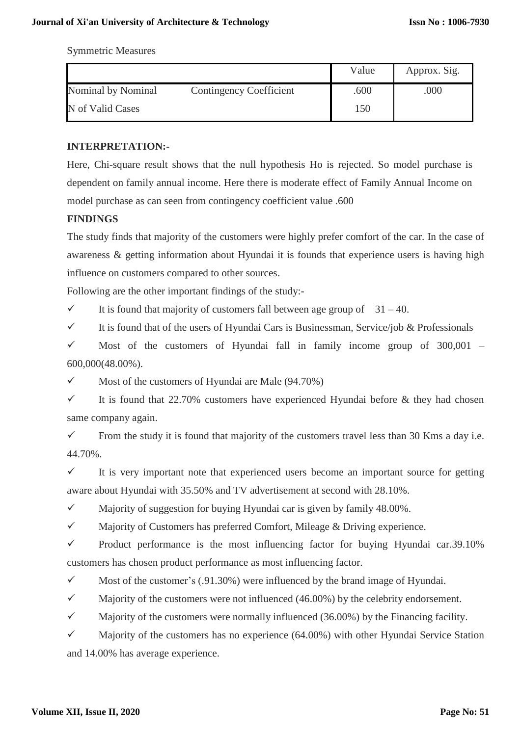Symmetric Measures

| | | Value | Approx. Sig. |
|---|---|---|---|
| Nominal by Nominal | Contingency Coefficient | .600 | .000 |
| N of Valid Cases | | 150 | |

**INTERPRETATION:-**

Here, Chi-square result shows that the null hypothesis Ho is rejected. So model purchase is dependent on family annual income. Here there is moderate effect of Family Annual Income on model purchase as can seen from contingency coefficient value .600

**FINDINGS**

The study finds that majority of the customers were highly prefer comfort of the car. In the case of awareness & getting information about Hyundai it is founds that experience users is having high influence on customers compared to other sources.

Following are the other important findings of the study:-

- ✓ It is found that majority of customers fall between age group of 31 – 40.
- ✓ It is found that of the users of Hyundai Cars is Businessman, Service/job & Professionals
- ✓ Most of the customers of Hyundai fall in family income group of 300,001 – 600,000(48.00%).
- ✓ Most of the customers of Hyundai are Male (94.70%)
- ✓ It is found that 22.70% customers have experienced Hyundai before & they had chosen same company again.
- ✓ From the study it is found that majority of the customers travel less than 30 Kms a day i.e. 44.70%.
- ✓ It is very important note that experienced users become an important source for getting aware about Hyundai with 35.50% and TV advertisement at second with 28.10%.
- ✓ Majority of suggestion for buying Hyundai car is given by family 48.00%.
- ✓ Majority of Customers has preferred Comfort, Mileage & Driving experience.
- ✓ Product performance is the most influencing factor for buying Hyundai car.39.10% customers has chosen product performance as most influencing factor.
- ✓ Most of the customer's (.91.30%) were influenced by the brand image of Hyundai.
- ✓ Majority of the customers were not influenced (46.00%) by the celebrity endorsement.
- ✓ Majority of the customers were normally influenced (36.00%) by the Financing facility.
- ✓ Majority of the customers has no experience (64.00%) with other Hyundai Service Station and 14.00% has average experience.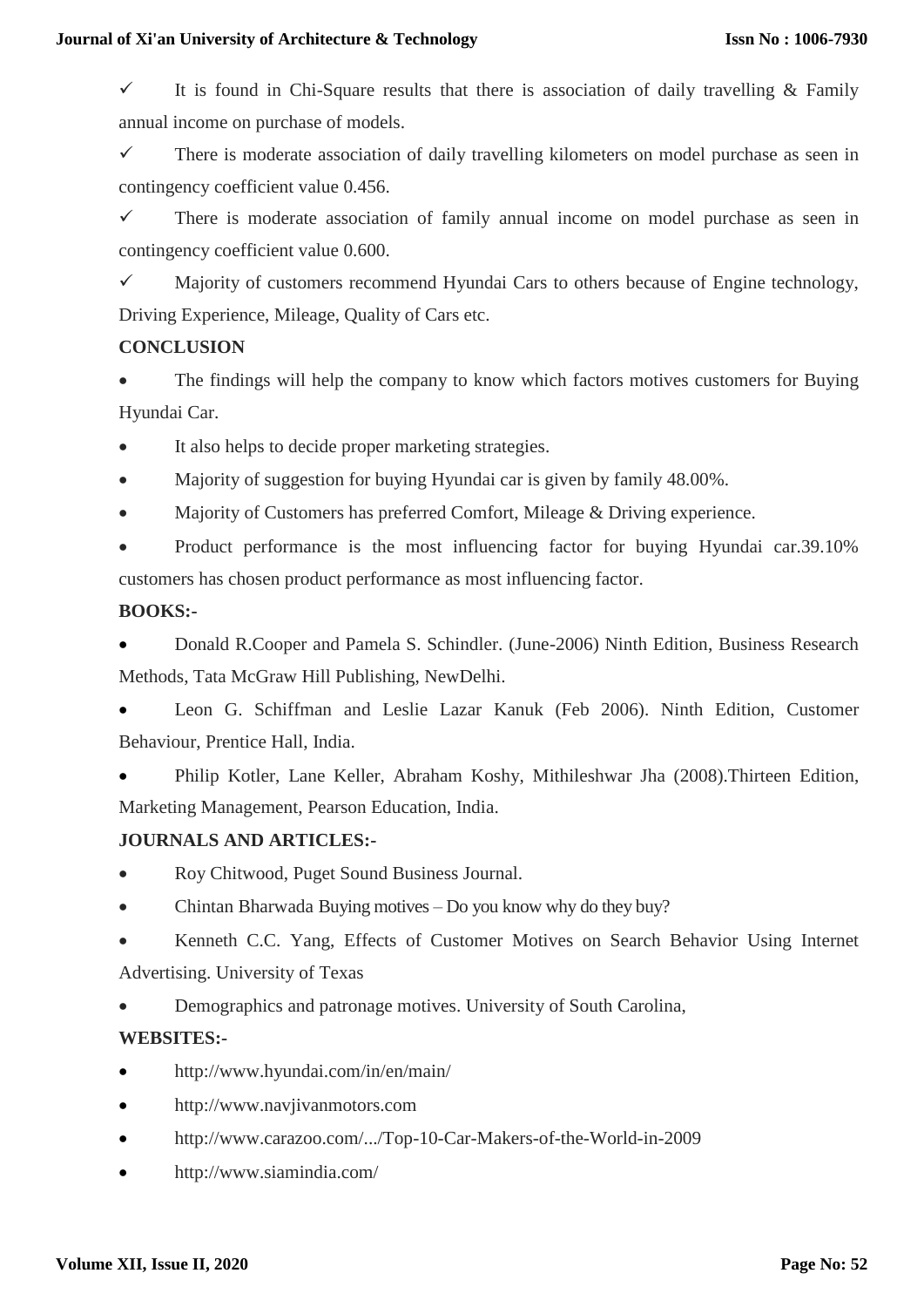- ✓ It is found in Chi-Square results that there is association of daily travelling & Family annual income on purchase of models.
- ✓ There is moderate association of daily travelling kilometers on model purchase as seen in contingency coefficient value 0.456.
- ✓ There is moderate association of family annual income on model purchase as seen in contingency coefficient value 0.600.
- ✓ Majority of customers recommend Hyundai Cars to others because of Engine technology, Driving Experience, Mileage, Quality of Cars etc.

**CONCLUSION**

- The findings will help the company to know which factors motives customers for Buying Hyundai Car.
- It also helps to decide proper marketing strategies.
- Majority of suggestion for buying Hyundai car is given by family 48.00%.
- Majority of Customers has preferred Comfort, Mileage & Driving experience.
- Product performance is the most influencing factor for buying Hyundai car.39.10% customers has chosen product performance as most influencing factor.

**BOOKS:-**

- Donald R.Cooper and Pamela S. Schindler. (June-2006) Ninth Edition, Business Research Methods, Tata McGraw Hill Publishing, NewDelhi.
- Leon G. Schiffman and Leslie Lazar Kanuk (Feb 2006). Ninth Edition, Customer Behaviour, Prentice Hall, India.
- Philip Kotler, Lane Keller, Abraham Koshy, Mithileshwar Jha (2008).Thirteen Edition, Marketing Management, Pearson Education, India.

**JOURNALS AND ARTICLES:-**

- Roy Chitwood, Puget Sound Business Journal.
- Chintan Bharwada Buying motives – Do you know why do they buy?
- Kenneth C.C. Yang, Effects of Customer Motives on Search Behavior Using Internet Advertising. University of Texas
- Demographics and patronage motives. University of South Carolina,

**WEBSITES:-**

- http://www.hyundai.com/in/en/main/
- http://www.navjivanmotors.com
- http://www.carazoo.com/.../Top-10-Car-Makers-of-the-World-in-2009
- http://www.siamindia.com/